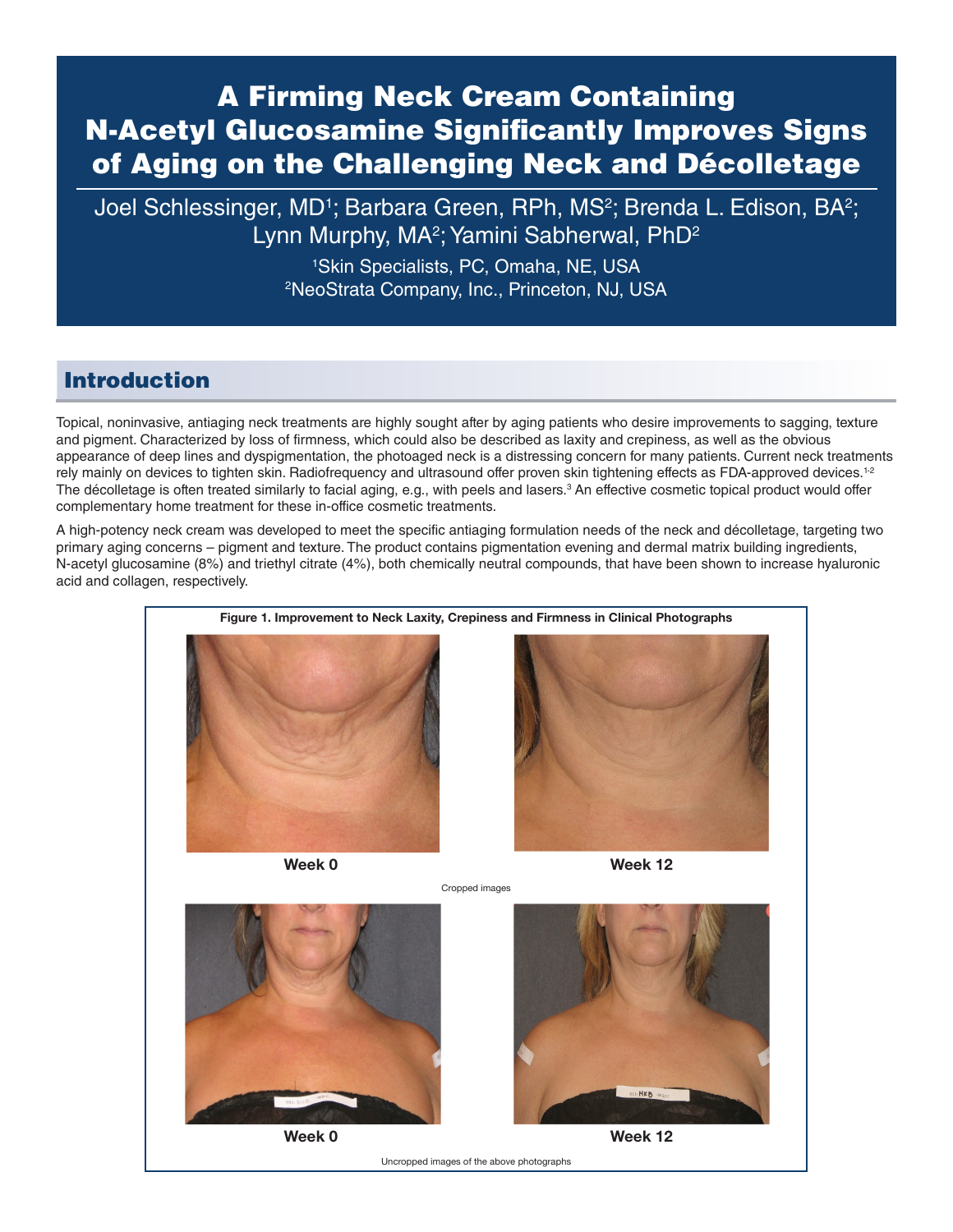# A Firming Neck Cream Containing N-Acetyl Glucosamine Significantly Improves Signs of Aging on the Challenging Neck and Décolletage

Joel Schlessinger, MD[1]; Barbara Green, RPh, MS[2]; Brenda L. Edison, BA[2]; Lynn Murphy, MA[2]; Yamini Sabherwal, PhD[2]

[1]Skin Specialists, PC, Omaha, NE, USA
[2]NeoStrata Company, Inc., Princeton, NJ, USA

## Introduction

Topical, noninvasive, antiaging neck treatments are highly sought after by aging patients who desire improvements to sagging, texture and pigment. Characterized by loss of firmness, which could also be described as laxity and crepiness, as well as the obvious appearance of deep lines and dyspigmentation, the photoaged neck is a distressing concern for many patients. Current neck treatments rely mainly on devices to tighten skin. Radiofrequency and ultrasound offer proven skin tightening effects as FDA-approved devices.[1-2] The décolletage is often treated similarly to facial aging, e.g., with peels and lasers.[3] An effective cosmetic topical product would offer complementary home treatment for these in-office cosmetic treatments.

A high-potency neck cream was developed to meet the specific antiaging formulation needs of the neck and décolletage, targeting two primary aging concerns – pigment and texture. The product contains pigmentation evening and dermal matrix building ingredients, N-acetyl glucosamine (8%) and triethyl citrate (4%), both chemically neutral compounds, that have been shown to increase hyaluronic acid and collagen, respectively.

**Figure 1. Improvement to Neck Laxity, Crepiness and Firmness in Clinical Photographs**

**Week 0** **Week 12**

Cropped images

**Week 0** **Week 12**

Uncropped images of the above photographs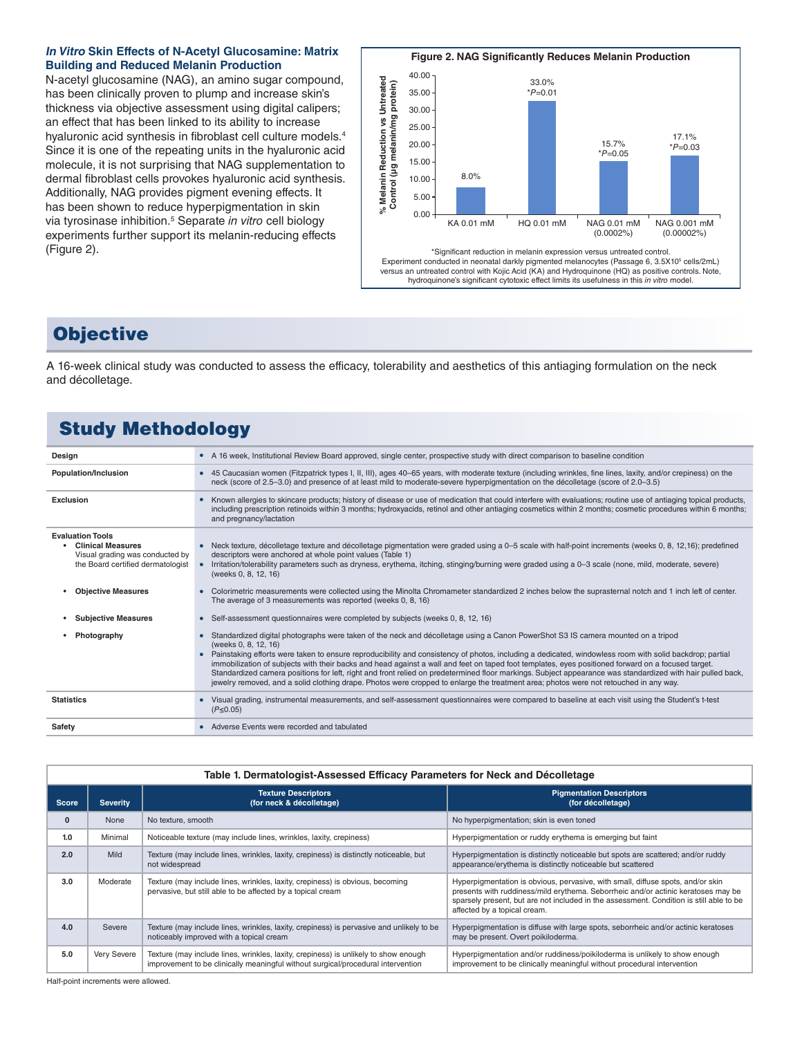### *In Vitro* Skin Effects of N-Acetyl Glucosamine: Matrix Building and Reduced Melanin Production

N-acetyl glucosamine (NAG), an amino sugar compound, has been clinically proven to plump and increase skin's thickness via objective assessment using digital calipers; an effect that has been linked to its ability to increase hyaluronic acid synthesis in fibroblast cell culture models.[4] Since it is one of the repeating units in the hyaluronic acid molecule, it is not surprising that NAG supplementation to dermal fibroblast cells provokes hyaluronic acid synthesis. Additionally, NAG provides pigment evening effects. It has been shown to reduce hyperpigmentation in skin via tyrosinase inhibition.[5] Separate *in vitro* cell biology experiments further support its melanin-reducing effects (Figure 2).

**Figure 2. NAG Significantly Reduces Melanin Production**

| | KA 0.01 mM | HQ 0.01 mM | NAG 0.01 mM (0.0002%) | NAG 0.001 mM (0.00002%) |
|---|---|---|---|---|
| % Melanin Reduction vs Untreated Control (µg melanin/mg protein) | 8.0% | 33.0% *P=0.01 | 15.7% *P=0.05 | 17.1% *P=0.03 |

*Significant reduction in melanin expression versus untreated control.
Experiment conducted in neonatal darkly pigmented melanocytes (Passage 6, $3.5 \times 10^5$ cells/2mL) versus an untreated control with Kojic Acid (KA) and Hydroquinone (HQ) as positive controls. Note, hydroquinone's significant cytotoxic effect limits its usefulness in this *in vitro* model.

## Objective

A 16-week clinical study was conducted to assess the efficacy, tolerability and aesthetics of this antiaging formulation on the neck and décolletage.

## Study Methodology

| | |
|---|---|
| **Design** | • A 16 week, Institutional Review Board approved, single center, prospective study with direct comparison to baseline condition |
| **Population/Inclusion** | • 45 Caucasian women (Fitzpatrick types I, II, III), ages 40–65 years, with moderate texture (including wrinkles, fine lines, laxity, and/or crepiness) on the neck (score of 2.5–3.0) and presence of at least mild to moderate-severe hyperpigmentation on the décolletage (score of 2.0–3.5) |
| **Exclusion** | • Known allergies to skincare products; history of disease or use of medication that could interfere with evaluations; routine use of antiaging topical products, including prescription retinoids within 3 months; hydroxyacids, retinol and other antiaging cosmetics within 2 months; cosmetic procedures within 6 months; and pregnancy/lactation |
| **Evaluation Tools**<br>• **Clinical Measures**<br>Visual grading was conducted by the Board certified dermatologist | • Neck texture, décolletage texture and décolletage pigmentation were graded using a 0–5 scale with half-point increments (weeks 0, 8, 12,16); predefined descriptors were anchored at whole point values (Table 1)<br>• Irritation/tolerability parameters such as dryness, erythema, itching, stinging/burning were graded using a 0–3 scale (none, mild, moderate, severe) (weeks 0, 8, 12, 16) |
| • **Objective Measures** | • Colorimetric measurements were collected using the Minolta Chromameter standardized 2 inches below the suprasternal notch and 1 inch left of center. The average of 3 measurements was reported (weeks 0, 8, 16) |
| • **Subjective Measures** | • Self-assessment questionnaires were completed by subjects (weeks 0, 8, 12, 16) |
| • **Photography** | • Standardized digital photographs were taken of the neck and décolletage using a Canon PowerShot S3 IS camera mounted on a tripod (weeks 0, 8, 12, 16)<br>• Painstaking efforts were taken to ensure reproducibility and consistency of photos, including a dedicated, windowless room with solid backdrop; partial immobilization of subjects with their backs and head against a wall and feet on taped foot templates, eyes positioned forward on a focused target. Standardized camera positions for left, right and front relied on predetermined floor markings. Subject appearance was standardized with hair pulled back, jewelry removed, and a solid clothing drape. Photos were cropped to enlarge the treatment area; photos were not retouched in any way. |
| **Statistics** | • Visual grading, instrumental measurements, and self-assessment questionnaires were compared to baseline at each visit using the Student's t-test ($P \leq 0.05$) |
| **Safety** | • Adverse Events were recorded and tabulated |

**Table 1. Dermatologist-Assessed Efficacy Parameters for Neck and Décolletage**

| Score | Severity | Texture Descriptors (for neck & décolletage) | Pigmentation Descriptors (for décolletage) |
|---|---|---|---|
| 0 | None | No texture, smooth | No hyperpigmentation; skin is even toned |
| 1.0 | Minimal | Noticeable texture (may include lines, wrinkles, laxity, crepiness) | Hyperpigmentation or ruddy erythema is emerging but faint |
| 2.0 | Mild | Texture (may include lines, wrinkles, laxity, crepiness) is distinctly noticeable, but not widespread | Hyperpigmentation is distinctly noticeable but spots are scattered; and/or ruddy appearance/erythema is distinctly noticeable but scattered |
| 3.0 | Moderate | Texture (may include lines, wrinkles, laxity, crepiness) is obvious, becoming pervasive, but still able to be affected by a topical cream | Hyperpigmentation is obvious, pervasive, with small, diffuse spots, and/or skin presents with ruddiness/mild erythema. Seborrheic and/or actinic keratoses may be sparsely present, but are not included in the assessment. Condition is still able to be affected by a topical cream. |
| 4.0 | Severe | Texture (may include lines, wrinkles, laxity, crepiness) is pervasive and unlikely to be noticeably improved with a topical cream | Hyperpigmentation is diffuse with large spots, seborrheic and/or actinic keratoses may be present. Overt poikiloderma. |
| 5.0 | Very Severe | Texture (may include lines, wrinkles, laxity, crepiness) is unlikely to show enough improvement to be clinically meaningful without surgical/procedural intervention | Hyperpigmentation and/or ruddiness/poikiloderma is unlikely to show enough improvement to be clinically meaningful without procedural intervention |

Half-point increments were allowed.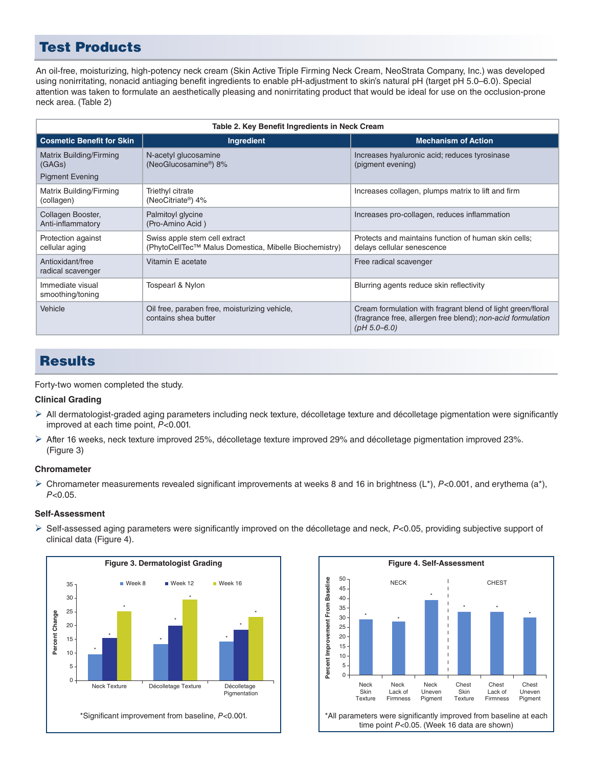## Test Products

An oil-free, moisturizing, high-potency neck cream (Skin Active Triple Firming Neck Cream, NeoStrata Company, Inc.) was developed using nonirritating, nonacid antiaging benefit ingredients to enable pH-adjustment to skin's natural pH (target pH 5.0–6.0). Special attention was taken to formulate an aesthetically pleasing and nonirritating product that would be ideal for use on the occlusion-prone neck area. (Table 2)

**Table 2. Key Benefit Ingredients in Neck Cream**

| Cosmetic Benefit for Skin | Ingredient | Mechanism of Action |
|---|---|---|
| Matrix Building/Firming (GAGs)<br>Pigment Evening | N-acetyl glucosamine (NeoGlucosamine®) 8% | Increases hyaluronic acid; reduces tyrosinase (pigment evening) |
| Matrix Building/Firming (collagen) | Triethyl citrate (NeoCitriate®) 4% | Increases collagen, plumps matrix to lift and firm |
| Collagen Booster, Anti-inflammatory | Palmitoyl glycine (Pro-Amino Acid ) | Increases pro-collagen, reduces inflammation |
| Protection against cellular aging | Swiss apple stem cell extract (PhytoCellTec™ Malus Domestica, Mibelle Biochemistry) | Protects and maintains function of human skin cells; delays cellular senescence |
| Antioxidant/free radical scavenger | Vitamin E acetate | Free radical scavenger |
| Immediate visual smoothing/toning | Tospearl & Nylon | Blurring agents reduce skin reflectivity |
| Vehicle | Oil free, paraben free, moisturizing vehicle, contains shea butter | Cream formulation with fragrant blend of light green/floral (fragrance free, allergen free blend); *non-acid formulation (pH 5.0–6.0)* |

## Results

Forty-two women completed the study.

### Clinical Grading

- All dermatologist-graded aging parameters including neck texture, décolletage texture and décolletage pigmentation were significantly improved at each time point, $P<0.001$.
- After 16 weeks, neck texture improved 25%, décolletage texture improved 29% and décolletage pigmentation improved 23%. (Figure 3)

### Chromameter

- Chromameter measurements revealed significant improvements at weeks 8 and 16 in brightness ($L^*$), $P<0.001$, and erythema ($a^*$), $P<0.05$.

### Self-Assessment

- Self-assessed aging parameters were significantly improved on the décolletage and neck, $P<0.05$, providing subjective support of clinical data (Figure 4).

**Figure 3. Dermatologist Grading**

*Significant improvement from baseline, $P<0.001$.

**Figure 4. Self-Assessment**

*All parameters were significantly improved from baseline at each time point $P<0.05$. (Week 16 data are shown)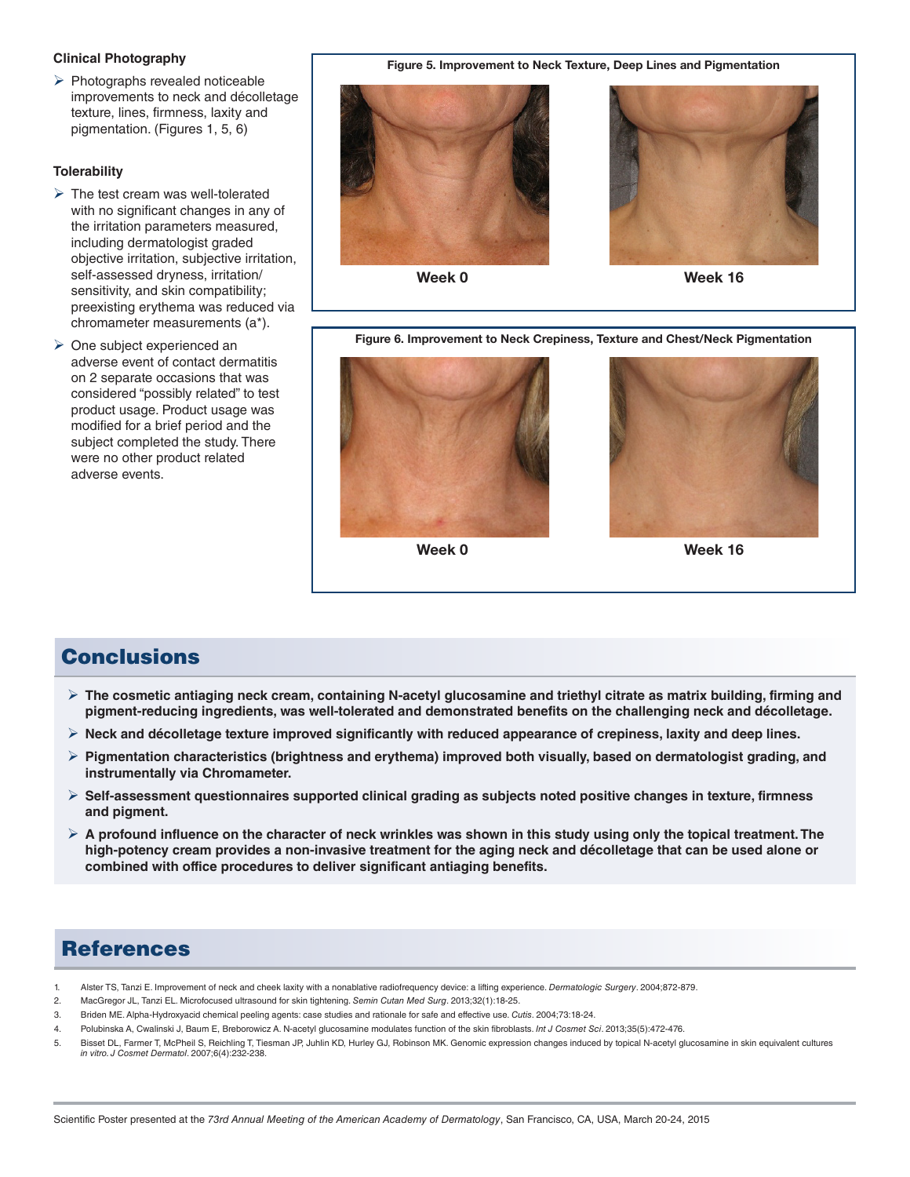### Clinical Photography

- Photographs revealed noticeable improvements to neck and décolletage texture, lines, firmness, laxity and pigmentation. (Figures 1, 5, 6)

### Tolerability

- The test cream was well-tolerated with no significant changes in any of the irritation parameters measured, including dermatologist graded objective irritation, subjective irritation, self-assessed dryness, irritation/ sensitivity, and skin compatibility; preexisting erythema was reduced via chromameter measurements (a*).
- One subject experienced an adverse event of contact dermatitis on 2 separate occasions that was considered "possibly related" to test product usage. Product usage was modified for a brief period and the subject completed the study. There were no other product related adverse events.

**Figure 5. Improvement to Neck Texture, Deep Lines and Pigmentation**

Week 0

Week 16

**Figure 6. Improvement to Neck Crepiness, Texture and Chest/Neck Pigmentation**

Week 0

Week 16

## Conclusions

- **The cosmetic antiaging neck cream, containing N-acetyl glucosamine and triethyl citrate as matrix building, firming and pigment-reducing ingredients, was well-tolerated and demonstrated benefits on the challenging neck and décolletage.**
- **Neck and décolletage texture improved significantly with reduced appearance of crepiness, laxity and deep lines.**
- **Pigmentation characteristics (brightness and erythema) improved both visually, based on dermatologist grading, and instrumentally via Chromameter.**
- **Self-assessment questionnaires supported clinical grading as subjects noted positive changes in texture, firmness and pigment.**
- **A profound influence on the character of neck wrinkles was shown in this study using only the topical treatment. The high-potency cream provides a non-invasive treatment for the aging neck and décolletage that can be used alone or combined with office procedures to deliver significant antiaging benefits.**

## References

1. Alster TS, Tanzi E. Improvement of neck and cheek laxity with a nonablative radiofrequency device: a lifting experience. *Dermatologic Surgery*. 2004;872-879.
2. MacGregor JL, Tanzi EL. Microfocused ultrasound for skin tightening. *Semin Cutan Med Surg*. 2013;32(1):18-25.
3. Briden ME. Alpha-Hydroxyacid chemical peeling agents: case studies and rationale for safe and effective use. *Cutis*. 2004;73:18-24.
4. Polubinska A, Cwalinski J, Baum E, Breborowicz A. N-acetyl glucosamine modulates function of the skin fibroblasts. *Int J Cosmet Sci*. 2013;35(5):472-476.
5. Bisset DL, Farmer T, McPheil S, Reichling T, Tiesman JP, Juhlin KD, Hurley GJ, Robinson MK. Genomic expression changes induced by topical N-acetyl glucosamine in skin equivalent cultures *in vitro*. *J Cosmet Dermatol*. 2007;6(4):232-238.

Scientific Poster presented at the *73rd Annual Meeting of the American Academy of Dermatology*, San Francisco, CA, USA, March 20-24, 2015